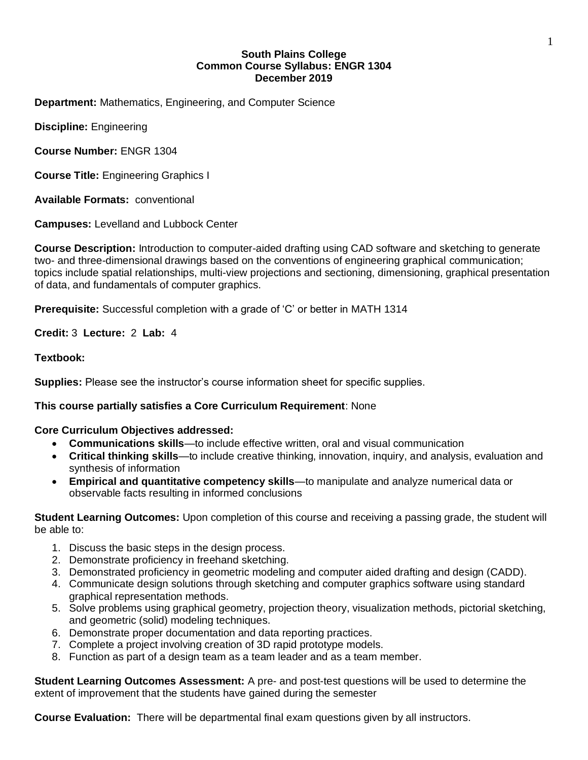**South Plains College**
**Common Course Syllabus: ENGR 1304**
**December 2019**

**Department:** Mathematics, Engineering, and Computer Science

**Discipline:** Engineering

**Course Number:** ENGR 1304

**Course Title:** Engineering Graphics I

**Available Formats:** conventional

**Campuses:** Levelland and Lubbock Center

**Course Description:** Introduction to computer-aided drafting using CAD software and sketching to generate two- and three-dimensional drawings based on the conventions of engineering graphical communication; topics include spatial relationships, multi-view projections and sectioning, dimensioning, graphical presentation of data, and fundamentals of computer graphics.

**Prerequisite:** Successful completion with a grade of 'C' or better in MATH 1314

**Credit:** 3 **Lecture:** 2 **Lab:** 4

**Textbook:**

**Supplies:** Please see the instructor's course information sheet for specific supplies.

**This course partially satisfies a Core Curriculum Requirement**: None

**Core Curriculum Objectives addressed:**

- **Communications skills**—to include effective written, oral and visual communication
- **Critical thinking skills**—to include creative thinking, innovation, inquiry, and analysis, evaluation and synthesis of information
- **Empirical and quantitative competency skills**—to manipulate and analyze numerical data or observable facts resulting in informed conclusions

**Student Learning Outcomes:** Upon completion of this course and receiving a passing grade, the student will be able to:

1. Discuss the basic steps in the design process.
2. Demonstrate proficiency in freehand sketching.
3. Demonstrated proficiency in geometric modeling and computer aided drafting and design (CADD).
4. Communicate design solutions through sketching and computer graphics software using standard graphical representation methods.
5. Solve problems using graphical geometry, projection theory, visualization methods, pictorial sketching, and geometric (solid) modeling techniques.
6. Demonstrate proper documentation and data reporting practices.
7. Complete a project involving creation of 3D rapid prototype models.
8. Function as part of a design team as a team leader and as a team member.

**Student Learning Outcomes Assessment:** A pre- and post-test questions will be used to determine the extent of improvement that the students have gained during the semester

**Course Evaluation:** There will be departmental final exam questions given by all instructors.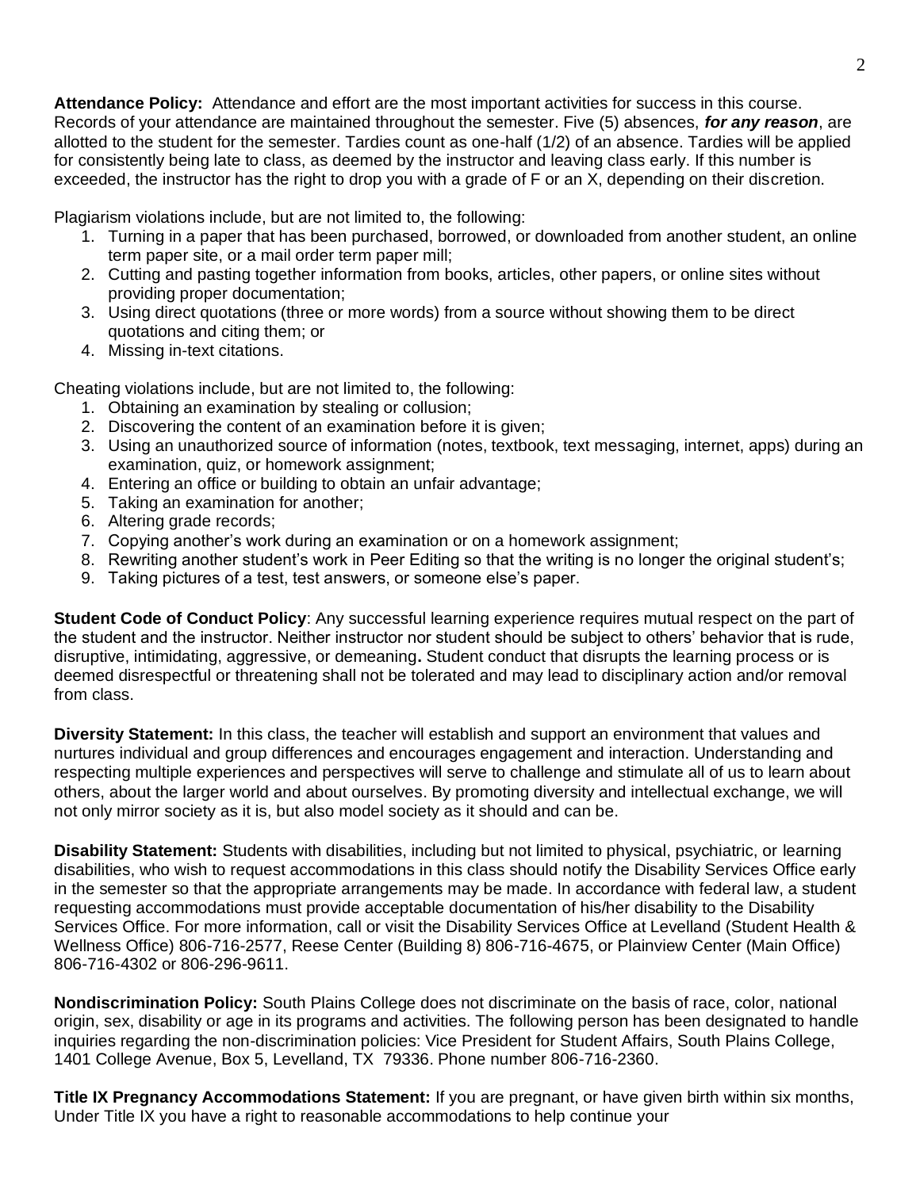**Attendance Policy:** Attendance and effort are the most important activities for success in this course. Records of your attendance are maintained throughout the semester. Five (5) absences, ***for any reason***, are allotted to the student for the semester. Tardies count as one-half (1/2) of an absence. Tardies will be applied for consistently being late to class, as deemed by the instructor and leaving class early. If this number is exceeded, the instructor has the right to drop you with a grade of F or an X, depending on their discretion.

Plagiarism violations include, but are not limited to, the following:

1. Turning in a paper that has been purchased, borrowed, or downloaded from another student, an online term paper site, or a mail order term paper mill;
2. Cutting and pasting together information from books, articles, other papers, or online sites without providing proper documentation;
3. Using direct quotations (three or more words) from a source without showing them to be direct quotations and citing them; or
4. Missing in-text citations.

Cheating violations include, but are not limited to, the following:

1. Obtaining an examination by stealing or collusion;
2. Discovering the content of an examination before it is given;
3. Using an unauthorized source of information (notes, textbook, text messaging, internet, apps) during an examination, quiz, or homework assignment;
4. Entering an office or building to obtain an unfair advantage;
5. Taking an examination for another;
6. Altering grade records;
7. Copying another's work during an examination or on a homework assignment;
8. Rewriting another student's work in Peer Editing so that the writing is no longer the original student's;
9. Taking pictures of a test, test answers, or someone else's paper.

**Student Code of Conduct Policy**: Any successful learning experience requires mutual respect on the part of the student and the instructor. Neither instructor nor student should be subject to others' behavior that is rude, disruptive, intimidating, aggressive, or demeaning**.** Student conduct that disrupts the learning process or is deemed disrespectful or threatening shall not be tolerated and may lead to disciplinary action and/or removal from class.

**Diversity Statement:** In this class, the teacher will establish and support an environment that values and nurtures individual and group differences and encourages engagement and interaction. Understanding and respecting multiple experiences and perspectives will serve to challenge and stimulate all of us to learn about others, about the larger world and about ourselves. By promoting diversity and intellectual exchange, we will not only mirror society as it is, but also model society as it should and can be.

**Disability Statement:** Students with disabilities, including but not limited to physical, psychiatric, or learning disabilities, who wish to request accommodations in this class should notify the Disability Services Office early in the semester so that the appropriate arrangements may be made. In accordance with federal law, a student requesting accommodations must provide acceptable documentation of his/her disability to the Disability Services Office. For more information, call or visit the Disability Services Office at Levelland (Student Health & Wellness Office) 806-716-2577, Reese Center (Building 8) 806-716-4675, or Plainview Center (Main Office) 806-716-4302 or 806-296-9611.

**Nondiscrimination Policy:** South Plains College does not discriminate on the basis of race, color, national origin, sex, disability or age in its programs and activities. The following person has been designated to handle inquiries regarding the non-discrimination policies: Vice President for Student Affairs, South Plains College, 1401 College Avenue, Box 5, Levelland, TX 79336. Phone number 806-716-2360.

**Title IX Pregnancy Accommodations Statement:** If you are pregnant, or have given birth within six months, Under Title IX you have a right to reasonable accommodations to help continue your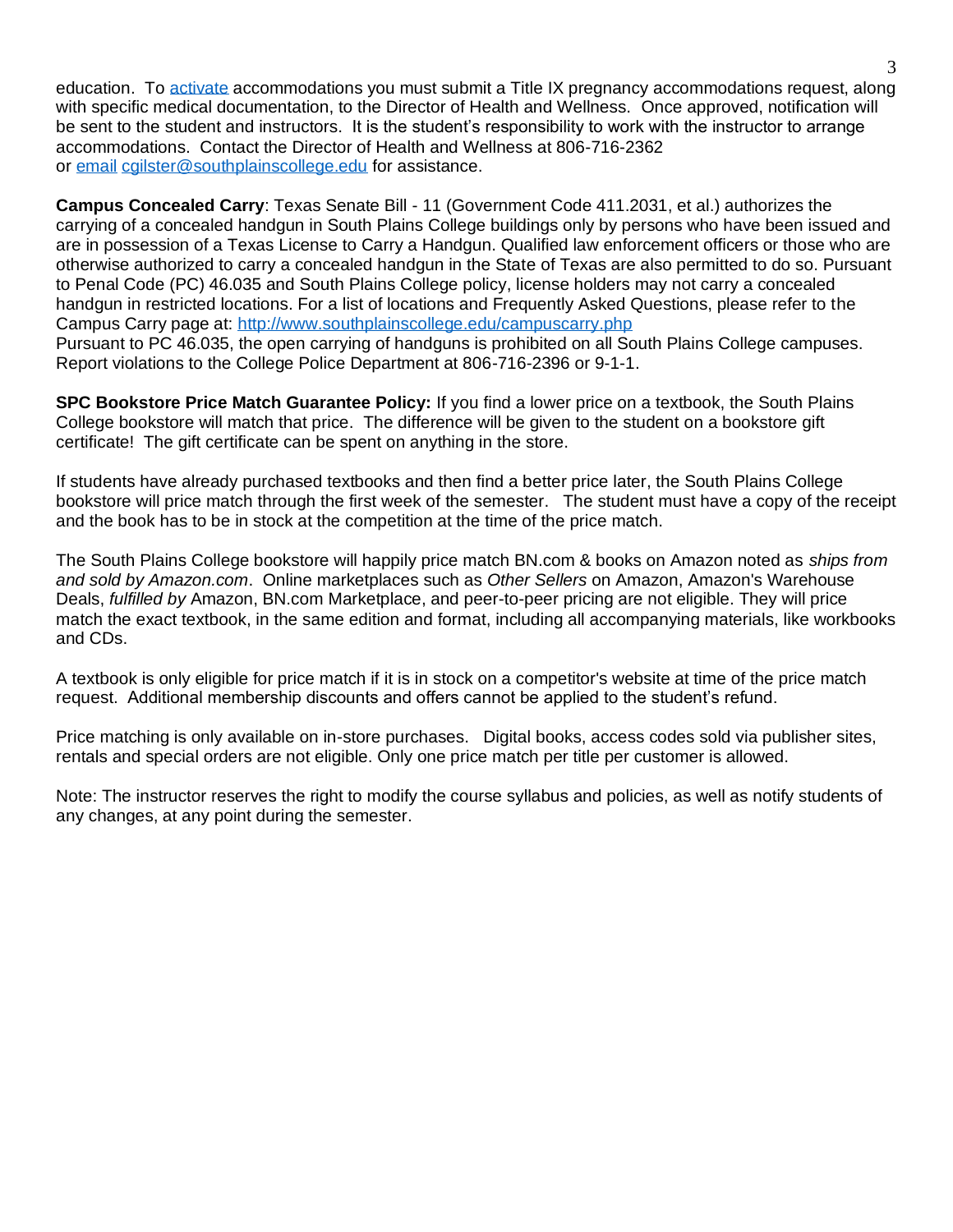education. To [activate](activate) accommodations you must submit a Title IX pregnancy accommodations request, along with specific medical documentation, to the Director of Health and Wellness. Once approved, notification will be sent to the student and instructors. It is the student's responsibility to work with the instructor to arrange accommodations. Contact the Director of Health and Wellness at 806-716-2362 or email cgilster@southplainscollege.edu for assistance.

**Campus Concealed Carry**: Texas Senate Bill - 11 (Government Code 411.2031, et al.) authorizes the carrying of a concealed handgun in South Plains College buildings only by persons who have been issued and are in possession of a Texas License to Carry a Handgun. Qualified law enforcement officers or those who are otherwise authorized to carry a concealed handgun in the State of Texas are also permitted to do so. Pursuant to Penal Code (PC) 46.035 and South Plains College policy, license holders may not carry a concealed handgun in restricted locations. For a list of locations and Frequently Asked Questions, please refer to the Campus Carry page at: http://www.southplainscollege.edu/campuscarry.php
Pursuant to PC 46.035, the open carrying of handguns is prohibited on all South Plains College campuses. Report violations to the College Police Department at 806-716-2396 or 9-1-1.

**SPC Bookstore Price Match Guarantee Policy:** If you find a lower price on a textbook, the South Plains College bookstore will match that price. The difference will be given to the student on a bookstore gift certificate! The gift certificate can be spent on anything in the store.

If students have already purchased textbooks and then find a better price later, the South Plains College bookstore will price match through the first week of the semester. The student must have a copy of the receipt and the book has to be in stock at the competition at the time of the price match.

The South Plains College bookstore will happily price match BN.com & books on Amazon noted as *ships from and sold by Amazon.com*. Online marketplaces such as *Other Sellers* on Amazon, Amazon's Warehouse Deals, *fulfilled by* Amazon, BN.com Marketplace, and peer-to-peer pricing are not eligible. They will price match the exact textbook, in the same edition and format, including all accompanying materials, like workbooks and CDs.

A textbook is only eligible for price match if it is in stock on a competitor's website at time of the price match request. Additional membership discounts and offers cannot be applied to the student's refund.

Price matching is only available on in-store purchases. Digital books, access codes sold via publisher sites, rentals and special orders are not eligible. Only one price match per title per customer is allowed.

Note: The instructor reserves the right to modify the course syllabus and policies, as well as notify students of any changes, at any point during the semester.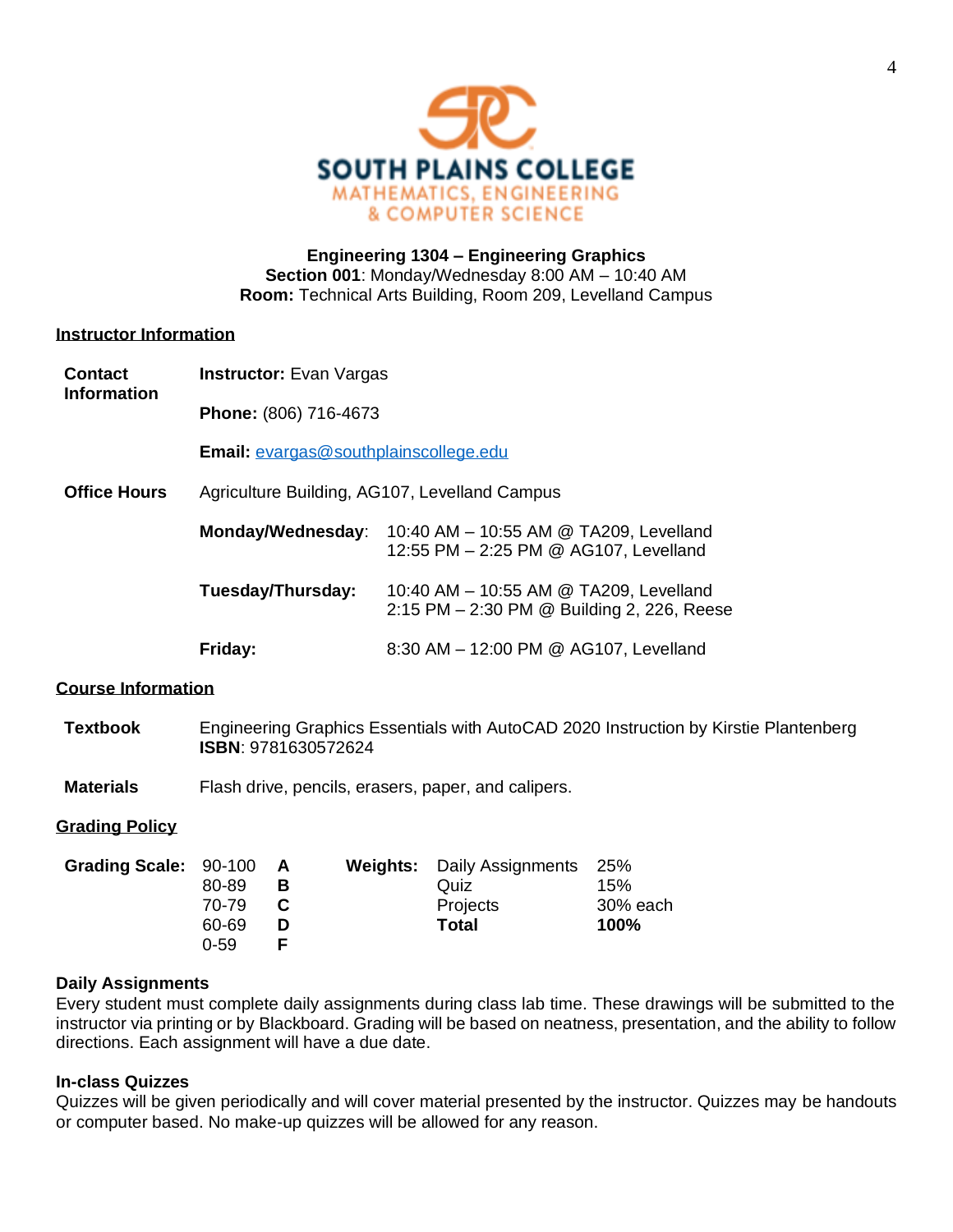SOUTH PLAINS COLLEGE
MATHEMATICS, ENGINEERING
& COMPUTER SCIENCE

**Engineering 1304 – Engineering Graphics**
**Section 001**: Monday/Wednesday 8:00 AM – 10:40 AM
**Room:** Technical Arts Building, Room 209, Levelland Campus

## Instructor Information

**Contact Information**

**Instructor:** Evan Vargas

**Phone:** (806) 716-4673

**Email:** evargas@southplainscollege.edu

**Office Hours**

Agriculture Building, AG107, Levelland Campus

| | |
|---|---|
| **Monday/Wednesday**: | 10:40 AM – 10:55 AM @ TA209, Levelland<br>12:55 PM – 2:25 PM @ AG107, Levelland |
| **Tuesday/Thursday:** | 10:40 AM – 10:55 AM @ TA209, Levelland<br>2:15 PM – 2:30 PM @ Building 2, 226, Reese |
| **Friday:** | 8:30 AM – 12:00 PM @ AG107, Levelland |

## Course Information

**Textbook**

Engineering Graphics Essentials with AutoCAD 2020 Instruction by Kirstie Plantenberg
**ISBN**: 9781630572624

**Materials**

Flash drive, pencils, erasers, paper, and calipers.

## Grading Policy

**Grading Scale:**

| Score | Grade |
|---|---|
| 90-100 | **A** |
| 80-89 | **B** |
| 70-79 | **C** |
| 60-69 | **D** |
| 0-59 | **F** |

**Weights:**

| Category | Weight |
|---|---|
| Daily Assignments | 25% |
| Quiz | 15% |
| Projects | 30% each |
| **Total** | **100%** |

### Daily Assignments

Every student must complete daily assignments during class lab time. These drawings will be submitted to the instructor via printing or by Blackboard. Grading will be based on neatness, presentation, and the ability to follow directions. Each assignment will have a due date.

### In-class Quizzes

Quizzes will be given periodically and will cover material presented by the instructor. Quizzes may be handouts or computer based. No make-up quizzes will be allowed for any reason.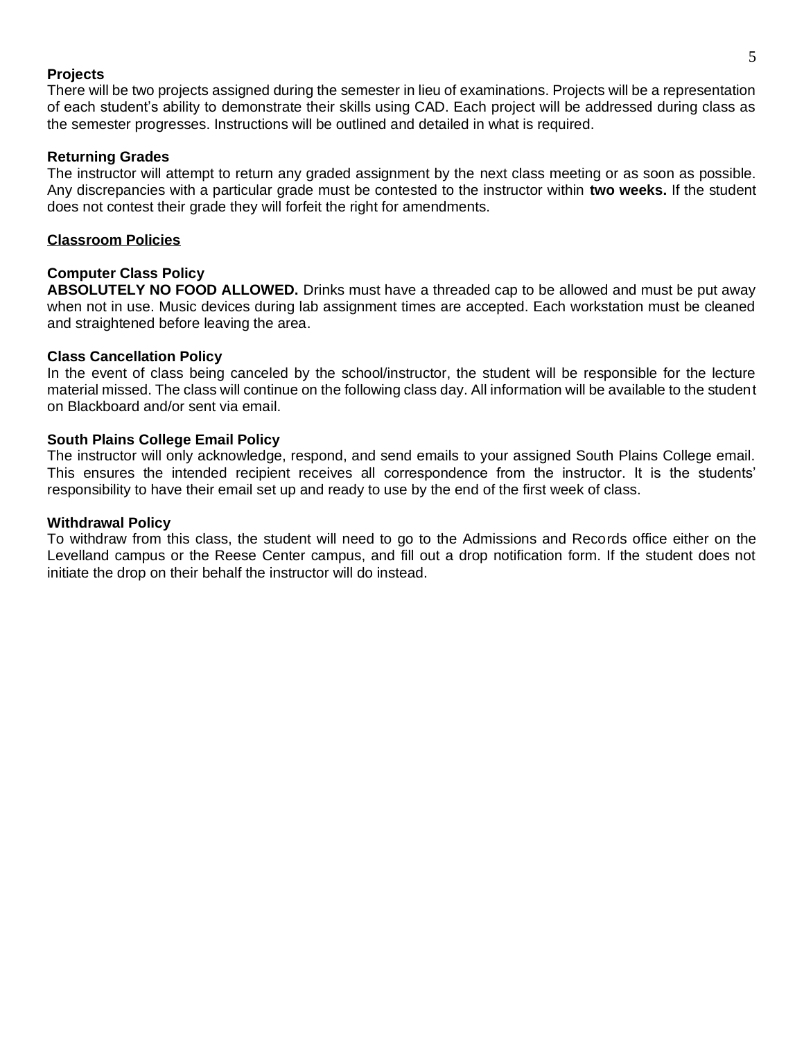**Projects**

There will be two projects assigned during the semester in lieu of examinations. Projects will be a representation of each student's ability to demonstrate their skills using CAD. Each project will be addressed during class as the semester progresses. Instructions will be outlined and detailed in what is required.

**Returning Grades**

The instructor will attempt to return any graded assignment by the next class meeting or as soon as possible. Any discrepancies with a particular grade must be contested to the instructor within **two weeks.** If the student does not contest their grade they will forfeit the right for amendments.

## Classroom Policies

**Computer Class Policy**

**ABSOLUTELY NO FOOD ALLOWED.** Drinks must have a threaded cap to be allowed and must be put away when not in use. Music devices during lab assignment times are accepted. Each workstation must be cleaned and straightened before leaving the area.

**Class Cancellation Policy**

In the event of class being canceled by the school/instructor, the student will be responsible for the lecture material missed. The class will continue on the following class day. All information will be available to the student on Blackboard and/or sent via email.

**South Plains College Email Policy**

The instructor will only acknowledge, respond, and send emails to your assigned South Plains College email. This ensures the intended recipient receives all correspondence from the instructor. It is the students' responsibility to have their email set up and ready to use by the end of the first week of class.

**Withdrawal Policy**

To withdraw from this class, the student will need to go to the Admissions and Records office either on the Levelland campus or the Reese Center campus, and fill out a drop notification form. If the student does not initiate the drop on their behalf the instructor will do instead.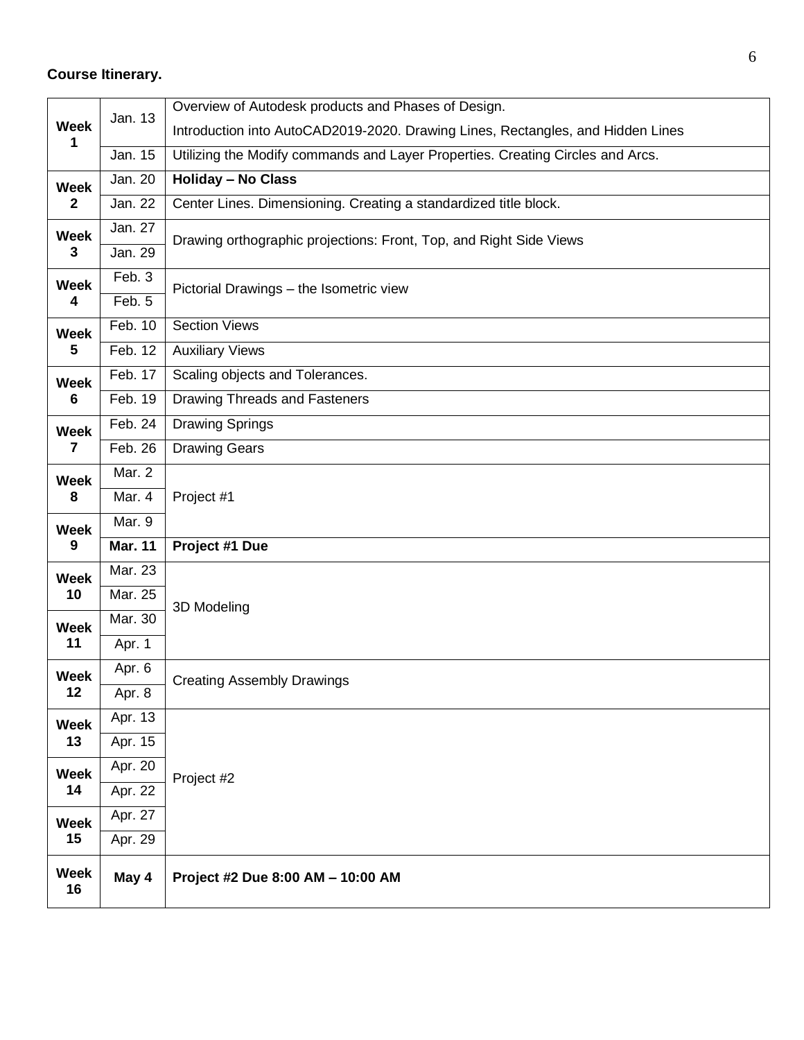**Course Itinerary.**

| | | |
|---|---|---|
| **Week 1** | Jan. 13 | Overview of Autodesk products and Phases of Design. Introduction into AutoCAD2019-2020. Drawing Lines, Rectangles, and Hidden Lines |
| | Jan. 15 | Utilizing the Modify commands and Layer Properties. Creating Circles and Arcs. |
| **Week 2** | Jan. 20 | **Holiday – No Class** |
| | Jan. 22 | Center Lines. Dimensioning. Creating a standardized title block. |
| **Week 3** | Jan. 27 | Drawing orthographic projections: Front, Top, and Right Side Views |
| | Jan. 29 | |
| **Week 4** | Feb. 3 | Pictorial Drawings – the Isometric view |
| | Feb. 5 | |
| **Week 5** | Feb. 10 | Section Views |
| | Feb. 12 | Auxiliary Views |
| **Week 6** | Feb. 17 | Scaling objects and Tolerances. |
| | Feb. 19 | Drawing Threads and Fasteners |
| **Week 7** | Feb. 24 | Drawing Springs |
| | Feb. 26 | Drawing Gears |
| **Week 8** | Mar. 2 | Project #1 |
| | Mar. 4 | |
| **Week 9** | Mar. 9 | |
| | **Mar. 11** | **Project #1 Due** |
| **Week 10** | Mar. 23 | 3D Modeling |
| | Mar. 25 | |
| **Week 11** | Mar. 30 | |
| | Apr. 1 | |
| **Week 12** | Apr. 6 | Creating Assembly Drawings |
| | Apr. 8 | |
| **Week 13** | Apr. 13 | Project #2 |
| | Apr. 15 | |
| **Week 14** | Apr. 20 | |
| | Apr. 22 | |
| **Week 15** | Apr. 27 | |
| | Apr. 29 | |
| **Week 16** | **May 4** | **Project #2 Due 8:00 AM – 10:00 AM** |